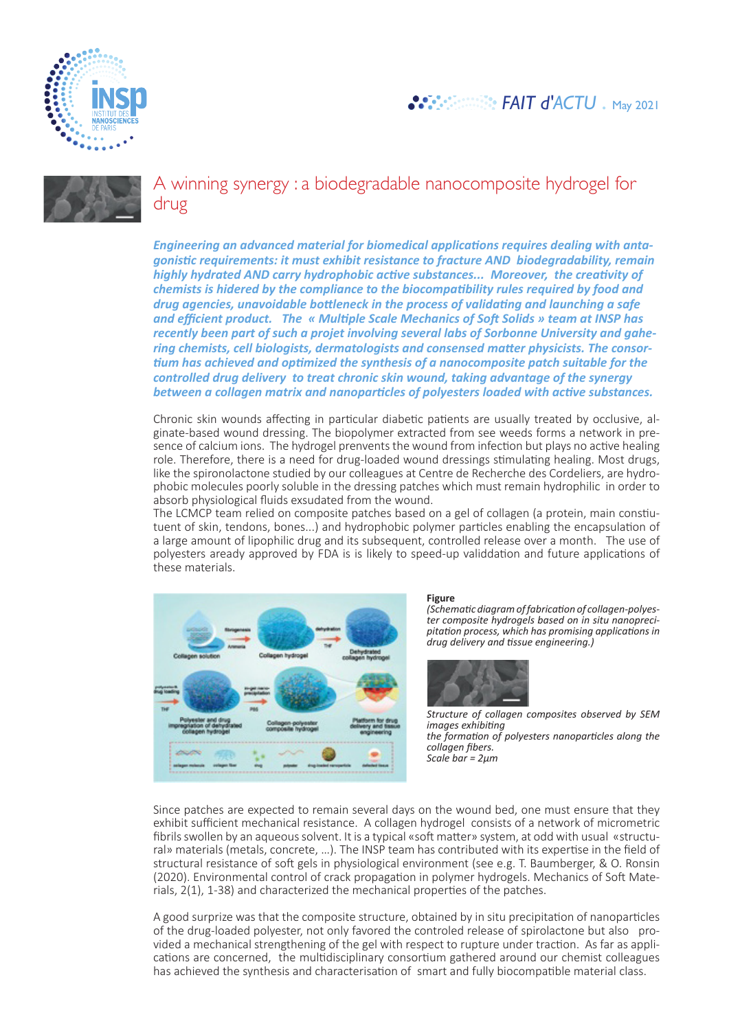FAIT d'ACTU . May 2021

# A winning synergy : a biodegradable nanocomposite hydrogel for drug

***Engineering an advanced material for biomedical applications requires dealing with antagonistic requirements: it must exhibit resistance to fracture AND biodegradability, remain highly hydrated AND carry hydrophobic active substances... Moreover, the creativity of chemists is hidered by the compliance to the biocompatibility rules required by food and drug agencies, unavoidable bottleneck in the process of validating and launching a safe and efficient product. The « Multiple Scale Mechanics of Soft Solids » team at INSP has recently been part of such a projet involving several labs of Sorbonne University and gahering chemists, cell biologists, dermatologists and consensed matter physicists. The consortium has achieved and optimized the synthesis of a nanocomposite patch suitable for the controlled drug delivery to treat chronic skin wound, taking advantage of the synergy between a collagen matrix and nanoparticles of polyesters loaded with active substances.***

Chronic skin wounds affecting in particular diabetic patients are usually treated by occlusive, alginate-based wound dressing. The biopolymer extracted from see weeds forms a network in presence of calcium ions. The hydrogel prenvents the wound from infection but plays no active healing role. Therefore, there is a need for drug-loaded wound dressings stimulating healing. Most drugs, like the spironolactone studied by our colleagues at Centre de Recherche des Cordeliers, are hydrophobic molecules poorly soluble in the dressing patches which must remain hydrophilic in order to absorb physiological fluids exsudated from the wound.

The LCMCP team relied on composite patches based on a gel of collagen (a protein, main constiutuent of skin, tendons, bones...) and hydrophobic polymer particles enabling the encapsulation of a large amount of lipophilic drug and its subsequent, controlled release over a month. The use of polyesters aready approved by FDA is is likely to speed-up validdation and future applications of these materials.

**Figure**

*(Schematic diagram of fabrication of collagen-polyester composite hydrogels based on in situ nanoprecipitation process, which has promising applications in drug delivery and tissue engineering.)*

*Structure of collagen composites observed by SEM images exhibiting the formation of polyesters nanoparticles along the collagen fibers. Scale bar = 2µm*

Since patches are expected to remain several days on the wound bed, one must ensure that they exhibit sufficient mechanical resistance. A collagen hydrogel consists of a network of micrometric fibrils swollen by an aqueous solvent. It is a typical «soft matter» system, at odd with usual «structural» materials (metals, concrete, ...). The INSP team has contributed with its expertise in the field of structural resistance of soft gels in physiological environment (see e.g. T. Baumberger, & O. Ronsin (2020). Environmental control of crack propagation in polymer hydrogels. Mechanics of Soft Materials, 2(1), 1-38) and characterized the mechanical properties of the patches.

A good surprize was that the composite structure, obtained by in situ precipitation of nanoparticles of the drug-loaded polyester, not only favored the controled release of spirolactone but also provided a mechanical strengthening of the gel with respect to rupture under traction. As far as applications are concerned, the multidisciplinary consortium gathered around our chemist colleagues has achieved the synthesis and characterisation of smart and fully biocompatible material class.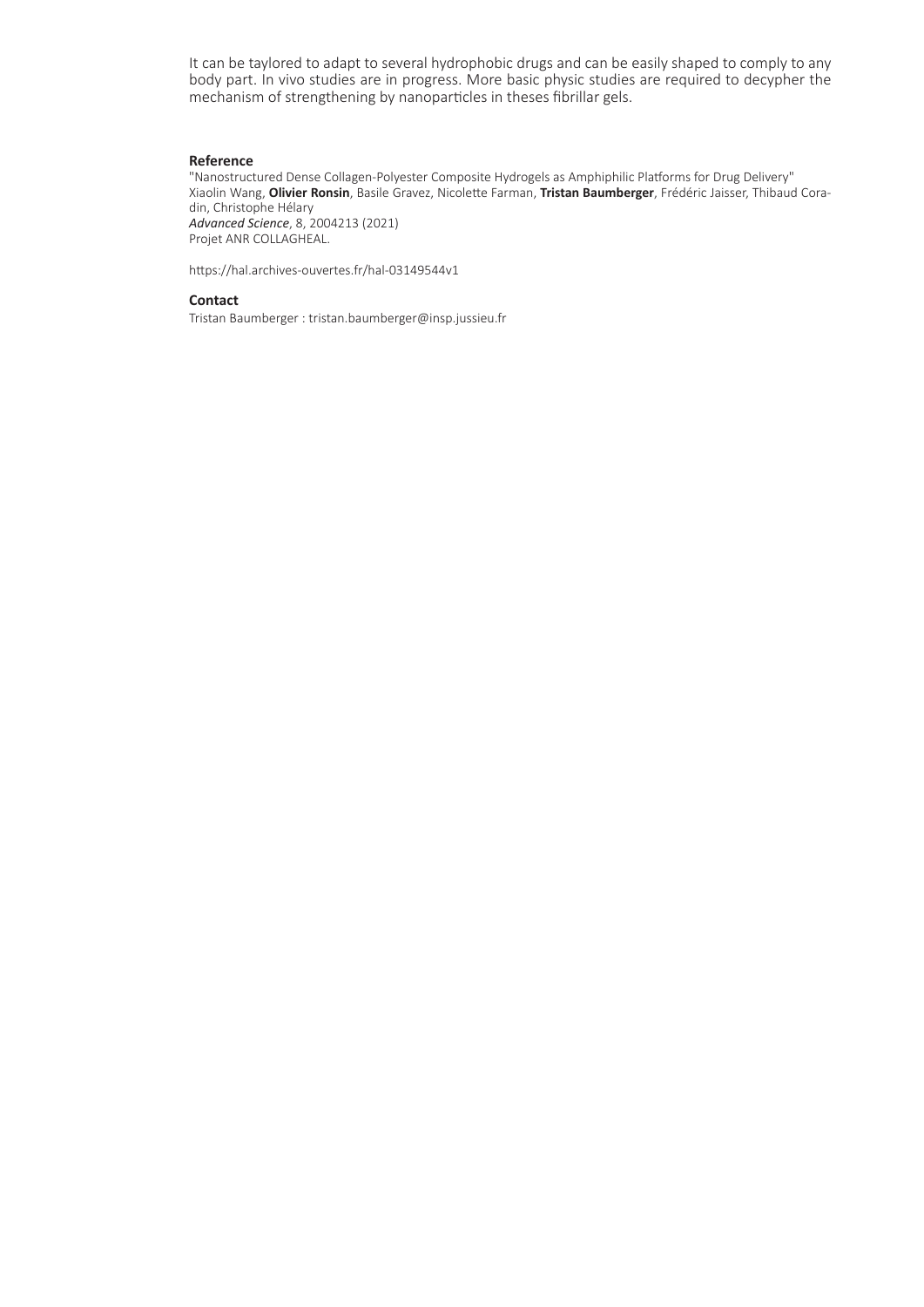It can be taylored to adapt to several hydrophobic drugs and can be easily shaped to comply to any body part. In vivo studies are in progress. More basic physic studies are required to decypher the mechanism of strengthening by nanoparticles in theses fibrillar gels.

**Reference**

"Nanostructured Dense Collagen-Polyester Composite Hydrogels as Amphiphilic Platforms for Drug Delivery"
Xiaolin Wang, **Olivier Ronsin**, Basile Gravez, Nicolette Farman, **Tristan Baumberger**, Frédéric Jaisser, Thibaud Coradin, Christophe Hélary
*Advanced Science*, 8, 2004213 (2021)
Projet ANR COLLAGHEAL.

https://hal.archives-ouvertes.fr/hal-03149544v1

**Contact**

Tristan Baumberger : tristan.baumberger@insp.jussieu.fr